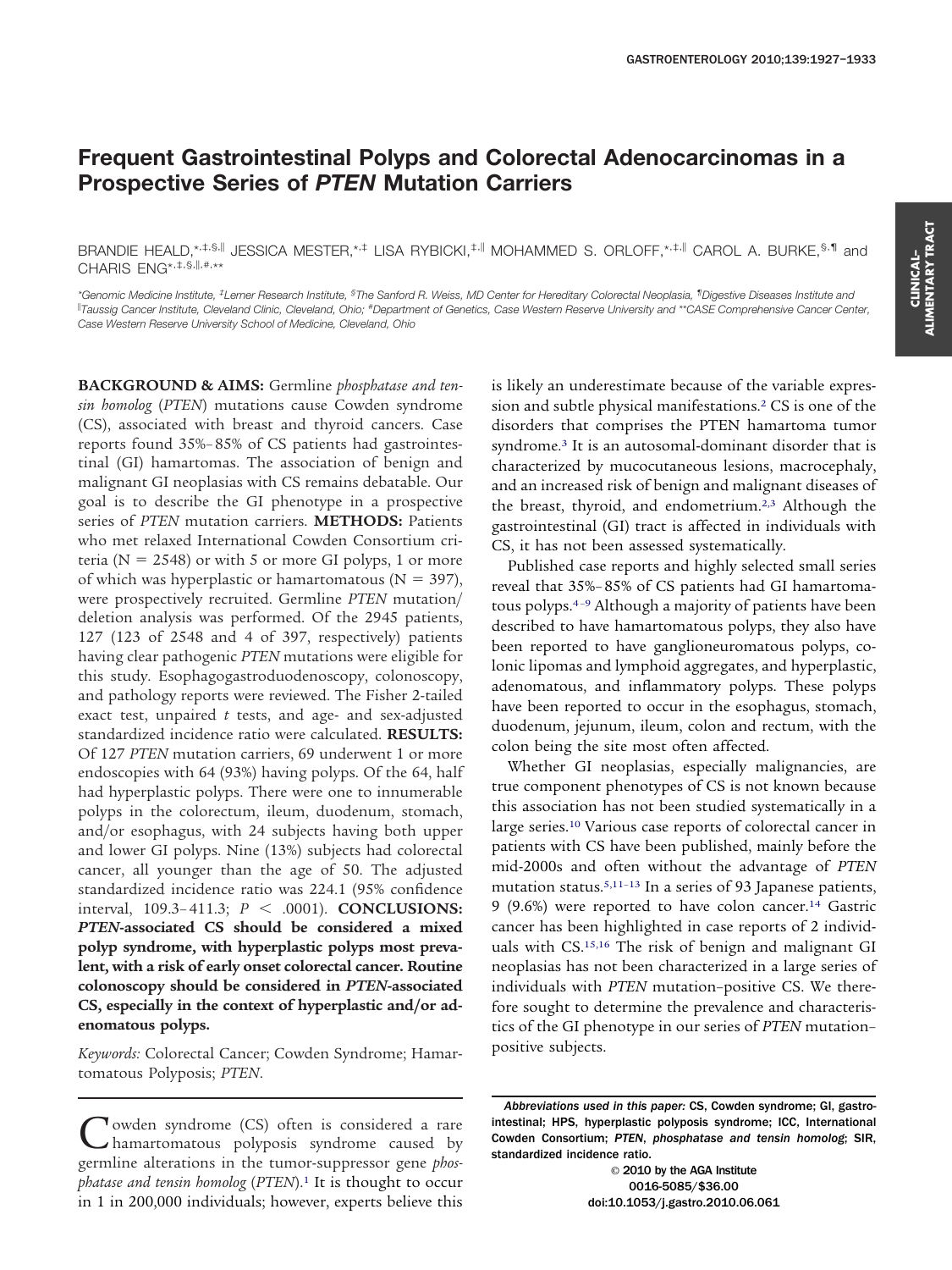# Frequent Gastrointestinal Polyps and Colorectal Adenocarcinomas in a Prospective Series of *PTEN* Mutation Carriers

BRANDIE HEALD,[*,‡,§,||] JESSICA MESTER,[*,‡] LISA RYBICKI,[‡,||] MOHAMMED S. ORLOFF,[*,‡,||] CAROL A. BURKE,[§,¶] and CHARIS ENG[*,‡,§,||,#,**]

*Genomic Medicine Institute, ‡Lerner Research Institute, §The Sanford R. Weiss, MD Center for Hereditary Colorectal Neoplasia, ¶Digestive Diseases Institute and ||Taussig Cancer Institute, Cleveland Clinic, Cleveland, Ohio; #Department of Genetics, Case Western Reserve University and **CASE Comprehensive Cancer Center, Case Western Reserve University School of Medicine, Cleveland, Ohio

**BACKGROUND & AIMS:** Germline *phosphatase and tensin homolog* (*PTEN*) mutations cause Cowden syndrome (CS), associated with breast and thyroid cancers. Case reports found 35%–85% of CS patients had gastrointestinal (GI) hamartomas. The association of benign and malignant GI neoplasias with CS remains debatable. Our goal is to describe the GI phenotype in a prospective series of *PTEN* mutation carriers. **METHODS:** Patients who met relaxed International Cowden Consortium criteria (N = 2548) or with 5 or more GI polyps, 1 or more of which was hyperplastic or hamartomatous (N = 397), were prospectively recruited. Germline *PTEN* mutation/deletion analysis was performed. Of the 2945 patients, 127 (123 of 2548 and 4 of 397, respectively) patients having clear pathogenic *PTEN* mutations were eligible for this study. Esophagogastroduodenoscopy, colonoscopy, and pathology reports were reviewed. The Fisher 2-tailed exact test, unpaired *t* tests, and age- and sex-adjusted standardized incidence ratio were calculated. **RESULTS:** Of 127 *PTEN* mutation carriers, 69 underwent 1 or more endoscopies with 64 (93%) having polyps. Of the 64, half had hyperplastic polyps. There were one to innumerable polyps in the colorectum, ileum, duodenum, stomach, and/or esophagus, with 24 subjects having both upper and lower GI polyps. Nine (13%) subjects had colorectal cancer, all younger than the age of 50. The adjusted standardized incidence ratio was 224.1 (95% confidence interval, 109.3–411.3; $P < .0001$). **CONCLUSIONS:** ***PTEN*-associated CS should be considered a mixed polyp syndrome, with hyperplastic polyps most prevalent, with a risk of early onset colorectal cancer. Routine colonoscopy should be considered in *PTEN*-associated CS, especially in the context of hyperplastic and/or adenomatous polyps.**

*Keywords:* Colorectal Cancer; Cowden Syndrome; Hamartomatous Polyposis; *PTEN*.

Cowden syndrome (CS) often is considered a rare hamartomatous polyposis syndrome caused by germline alterations in the tumor-suppressor gene *phosphatase and tensin homolog* (*PTEN*).[1] It is thought to occur in 1 in 200,000 individuals; however, experts believe this is likely an underestimate because of the variable expression and subtle physical manifestations.[2] CS is one of the disorders that comprises the PTEN hamartoma tumor syndrome.[3] It is an autosomal-dominant disorder that is characterized by mucocutaneous lesions, macrocephaly, and an increased risk of benign and malignant diseases of the breast, thyroid, and endometrium.[2,3] Although the gastrointestinal (GI) tract is affected in individuals with CS, it has not been assessed systematically.

Published case reports and highly selected small series reveal that 35%–85% of CS patients had GI hamartomatous polyps.[4–9] Although a majority of patients have been described to have hamartomatous polyps, they also have been reported to have ganglioneuromatous polyps, colonic lipomas and lymphoid aggregates, and hyperplastic, adenomatous, and inflammatory polyps. These polyps have been reported to occur in the esophagus, stomach, duodenum, jejunum, ileum, colon and rectum, with the colon being the site most often affected.

Whether GI neoplasias, especially malignancies, are true component phenotypes of CS is not known because this association has not been studied systematically in a large series.[10] Various case reports of colorectal cancer in patients with CS have been published, mainly before the mid-2000s and often without the advantage of *PTEN* mutation status.[5,11–13] In a series of 93 Japanese patients, 9 (9.6%) were reported to have colon cancer.[14] Gastric cancer has been highlighted in case reports of 2 individuals with CS.[15,16] The risk of benign and malignant GI neoplasias has not been characterized in a large series of individuals with *PTEN* mutation–positive CS. We therefore sought to determine the prevalence and characteristics of the GI phenotype in our series of *PTEN* mutation–positive subjects.

*Abbreviations used in this paper:* CS, Cowden syndrome; GI, gastrointestinal; HPS, hyperplastic polyposis syndrome; ICC, International Cowden Consortium; *PTEN*, *phosphatase and tensin homolog*; SIR, standardized incidence ratio.

© 2010 by the AGA Institute
0016-5085/$36.00
doi:10.1053/j.gastro.2010.06.061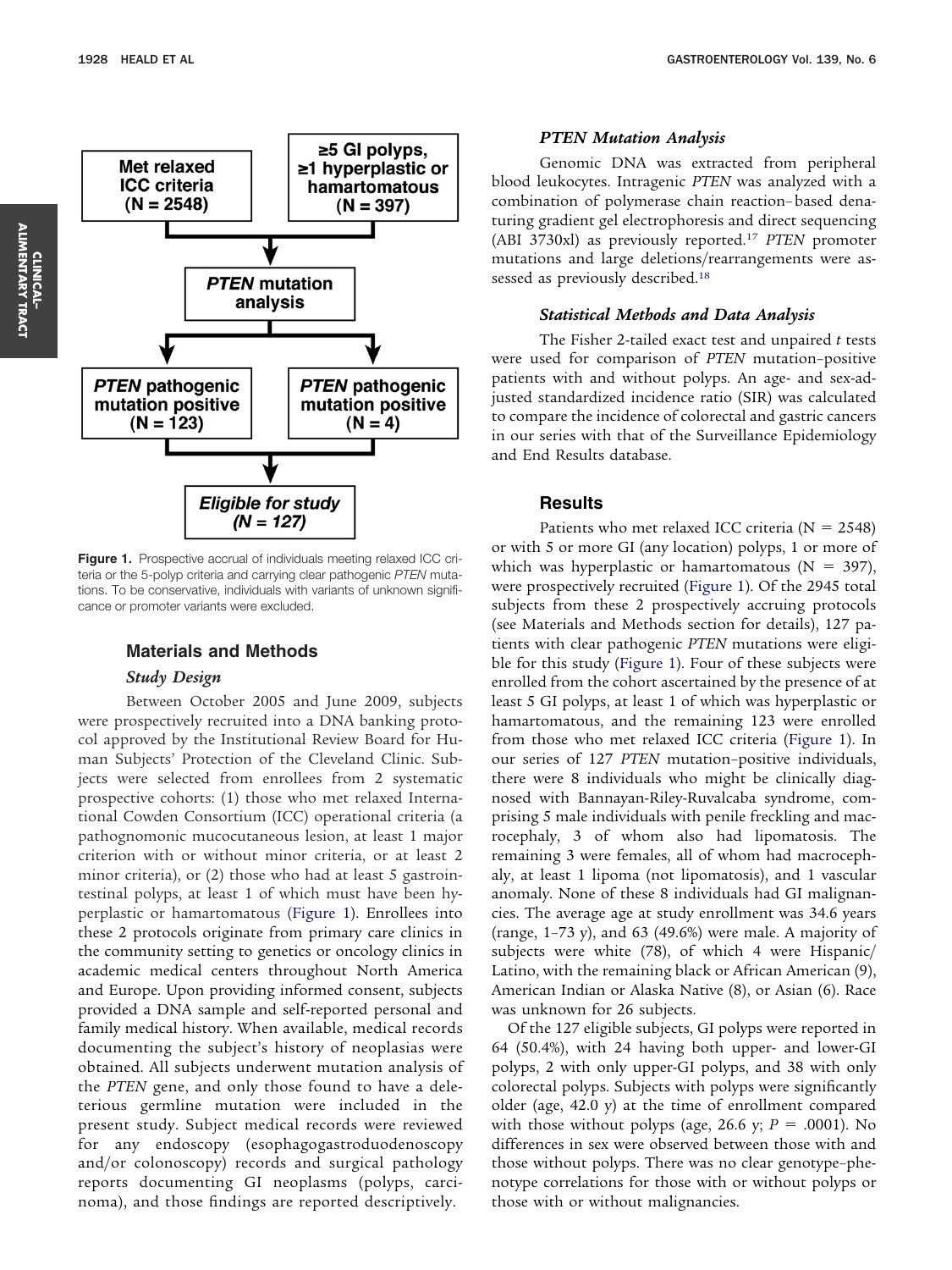Figure 1. Prospective accrual of individuals meeting relaxed ICC criteria or the 5-polyp criteria and carrying clear pathogenic *PTEN* mutations. To be conservative, individuals with variants of unknown significance or promoter variants were excluded.

## Materials and Methods

### *Study Design*

Between October 2005 and June 2009, subjects were prospectively recruited into a DNA banking protocol approved by the Institutional Review Board for Human Subjects' Protection of the Cleveland Clinic. Subjects were selected from enrollees from 2 systematic prospective cohorts: (1) those who met relaxed International Cowden Consortium (ICC) operational criteria (a pathognomonic mucocutaneous lesion, at least 1 major criterion with or without minor criteria, or at least 2 minor criteria), or (2) those who had at least 5 gastrointestinal polyps, at least 1 of which must have been hyperplastic or hamartomatous (Figure 1). Enrollees into these 2 protocols originate from primary care clinics in the community setting to genetics or oncology clinics in academic medical centers throughout North America and Europe. Upon providing informed consent, subjects provided a DNA sample and self-reported personal and family medical history. When available, medical records documenting the subject's history of neoplasias were obtained. All subjects underwent mutation analysis of the *PTEN* gene, and only those found to have a deleterious germline mutation were included in the present study. Subject medical records were reviewed for any endoscopy (esophagogastroduodenoscopy and/or colonoscopy) records and surgical pathology reports documenting GI neoplasms (polyps, carcinoma), and those findings are reported descriptively.

### *PTEN Mutation Analysis*

Genomic DNA was extracted from peripheral blood leukocytes. Intragenic *PTEN* was analyzed with a combination of polymerase chain reaction–based denaturing gradient gel electrophoresis and direct sequencing (ABI 3730xl) as previously reported.[17] *PTEN* promoter mutations and large deletions/rearrangements were assessed as previously described.[18]

### *Statistical Methods and Data Analysis*

The Fisher 2-tailed exact test and unpaired *t* tests were used for comparison of *PTEN* mutation–positive patients with and without polyps. An age- and sex-adjusted standardized incidence ratio (SIR) was calculated to compare the incidence of colorectal and gastric cancers in our series with that of the Surveillance Epidemiology and End Results database.

## Results

Patients who met relaxed ICC criteria (N = 2548) or with 5 or more GI (any location) polyps, 1 or more of which was hyperplastic or hamartomatous (N = 397), were prospectively recruited (Figure 1). Of the 2945 total subjects from these 2 prospectively accruing protocols (see Materials and Methods section for details), 127 patients with clear pathogenic *PTEN* mutations were eligible for this study (Figure 1). Four of these subjects were enrolled from the cohort ascertained by the presence of at least 5 GI polyps, at least 1 of which was hyperplastic or hamartomatous, and the remaining 123 were enrolled from those who met relaxed ICC criteria (Figure 1). In our series of 127 *PTEN* mutation–positive individuals, there were 8 individuals who might be clinically diagnosed with Bannayan-Riley-Ruvalcaba syndrome, comprising 5 male individuals with penile freckling and macrocephaly, 3 of whom also had lipomatosis. The remaining 3 were females, all of whom had macrocephaly, at least 1 lipoma (not lipomatosis), and 1 vascular anomaly. None of these 8 individuals had GI malignancies. The average age at study enrollment was 34.6 years (range, 1–73 y), and 63 (49.6%) were male. A majority of subjects were white (78), of which 4 were Hispanic/Latino, with the remaining black or African American (9), American Indian or Alaska Native (8), or Asian (6). Race was unknown for 26 subjects.

Of the 127 eligible subjects, GI polyps were reported in 64 (50.4%), with 24 having both upper- and lower-GI polyps, 2 with only upper-GI polyps, and 38 with only colorectal polyps. Subjects with polyps were significantly older (age, 42.0 y) at the time of enrollment compared with those without polyps (age, 26.6 y; $P = .0001$). No differences in sex were observed between those with and those without polyps. There was no clear genotype–phenotype correlations for those with or without polyps or those with or without malignancies.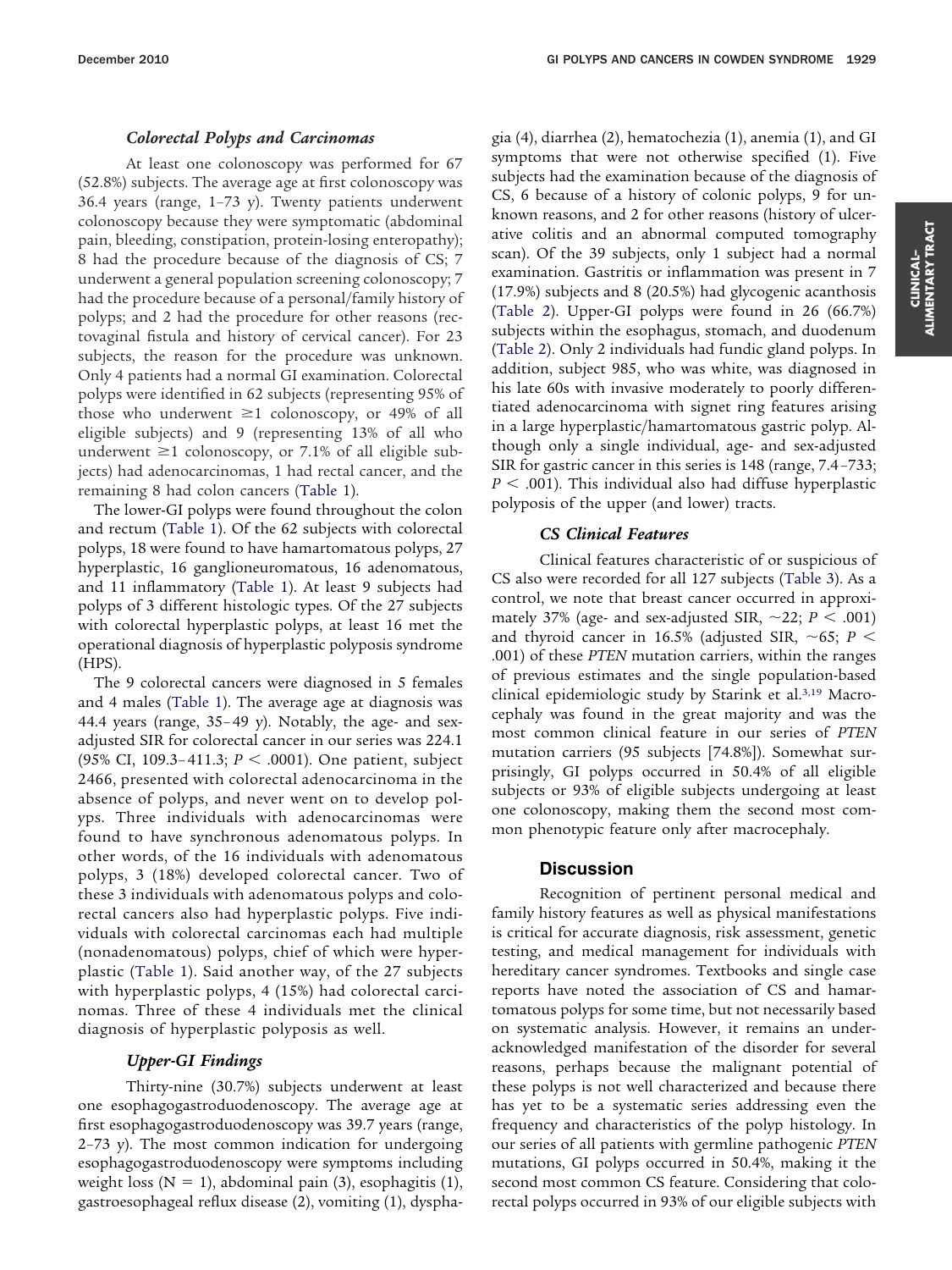### Colorectal Polyps and Carcinomas

At least one colonoscopy was performed for 67 (52.8%) subjects. The average age at first colonoscopy was 36.4 years (range, 1–73 y). Twenty patients underwent colonoscopy because they were symptomatic (abdominal pain, bleeding, constipation, protein-losing enteropathy); 8 had the procedure because of the diagnosis of CS; 7 underwent a general population screening colonoscopy; 7 had the procedure because of a personal/family history of polyps; and 2 had the procedure for other reasons (rectovaginal fistula and history of cervical cancer). For 23 subjects, the reason for the procedure was unknown. Only 4 patients had a normal GI examination. Colorectal polyps were identified in 62 subjects (representing 95% of those who underwent ≥1 colonoscopy, or 49% of all eligible subjects) and 9 (representing 13% of all who underwent ≥1 colonoscopy, or 7.1% of all eligible subjects) had adenocarcinomas, 1 had rectal cancer, and the remaining 8 had colon cancers (Table 1).

The lower-GI polyps were found throughout the colon and rectum (Table 1). Of the 62 subjects with colorectal polyps, 18 were found to have hamartomatous polyps, 27 hyperplastic, 16 ganglioneuromatous, 16 adenomatous, and 11 inflammatory (Table 1). At least 9 subjects had polyps of 3 different histologic types. Of the 27 subjects with colorectal hyperplastic polyps, at least 16 met the operational diagnosis of hyperplastic polyposis syndrome (HPS).

The 9 colorectal cancers were diagnosed in 5 females and 4 males (Table 1). The average age at diagnosis was 44.4 years (range, 35–49 y). Notably, the age- and sex-adjusted SIR for colorectal cancer in our series was 224.1 (95% CI, 109.3–411.3; $P < .0001$). One patient, subject 2466, presented with colorectal adenocarcinoma in the absence of polyps, and never went on to develop polyps. Three individuals with adenocarcinomas were found to have synchronous adenomatous polyps. In other words, of the 16 individuals with adenomatous polyps, 3 (18%) developed colorectal cancer. Two of these 3 individuals with adenomatous polyps and colorectal cancers also had hyperplastic polyps. Five individuals with colorectal carcinomas each had multiple (nonadenomatous) polyps, chief of which were hyperplastic (Table 1). Said another way, of the 27 subjects with hyperplastic polyps, 4 (15%) had colorectal carcinomas. Three of these 4 individuals met the clinical diagnosis of hyperplastic polyposis as well.

### Upper-GI Findings

Thirty-nine (30.7%) subjects underwent at least one esophagogastroduodenoscopy. The average age at first esophagogastroduodenoscopy was 39.7 years (range, 2–73 y). The most common indication for undergoing esophagogastroduodenoscopy were symptoms including weight loss (N = 1), abdominal pain (3), esophagitis (1), gastroesophageal reflux disease (2), vomiting (1), dysphagia (4), diarrhea (2), hematochezia (1), anemia (1), and GI symptoms that were not otherwise specified (1). Five subjects had the examination because of the diagnosis of CS, 6 because of a history of colonic polyps, 9 for unknown reasons, and 2 for other reasons (history of ulcerative colitis and an abnormal computed tomography scan). Of the 39 subjects, only 1 subject had a normal examination. Gastritis or inflammation was present in 7 (17.9%) subjects and 8 (20.5%) had glycogenic acanthosis (Table 2). Upper-GI polyps were found in 26 (66.7%) subjects within the esophagus, stomach, and duodenum (Table 2). Only 2 individuals had fundic gland polyps. In addition, subject 985, who was white, was diagnosed in his late 60s with invasive moderately to poorly differentiated adenocarcinoma with signet ring features arising in a large hyperplastic/hamartomatous gastric polyp. Although only a single individual, age- and sex-adjusted SIR for gastric cancer in this series is 148 (range, 7.4–733; $P < .001$). This individual also had diffuse hyperplastic polyposis of the upper (and lower) tracts.

### CS Clinical Features

Clinical features characteristic of or suspicious of CS also were recorded for all 127 subjects (Table 3). As a control, we note that breast cancer occurred in approximately 37% (age- and sex-adjusted SIR, ~22; $P < .001$) and thyroid cancer in 16.5% (adjusted SIR, ~65; $P < .001$) of these *PTEN* mutation carriers, within the ranges of previous estimates and the single population-based clinical epidemiologic study by Starink et al.[3,19] Macrocephaly was found in the great majority and was the most common clinical feature in our series of *PTEN* mutation carriers (95 subjects [74.8%]). Somewhat surprisingly, GI polyps occurred in 50.4% of all eligible subjects or 93% of eligible subjects undergoing at least one colonoscopy, making them the second most common phenotypic feature only after macrocephaly.

## Discussion

Recognition of pertinent personal medical and family history features as well as physical manifestations is critical for accurate diagnosis, risk assessment, genetic testing, and medical management for individuals with hereditary cancer syndromes. Textbooks and single case reports have noted the association of CS and hamartomatous polyps for some time, but not necessarily based on systematic analysis. However, it remains an under-acknowledged manifestation of the disorder for several reasons, perhaps because the malignant potential of these polyps is not well characterized and because there has yet to be a systematic series addressing even the frequency and characteristics of the polyp histology. In our series of all patients with germline pathogenic *PTEN* mutations, GI polyps occurred in 50.4%, making it the second most common CS feature. Considering that colorectal polyps occurred in 93% of our eligible subjects with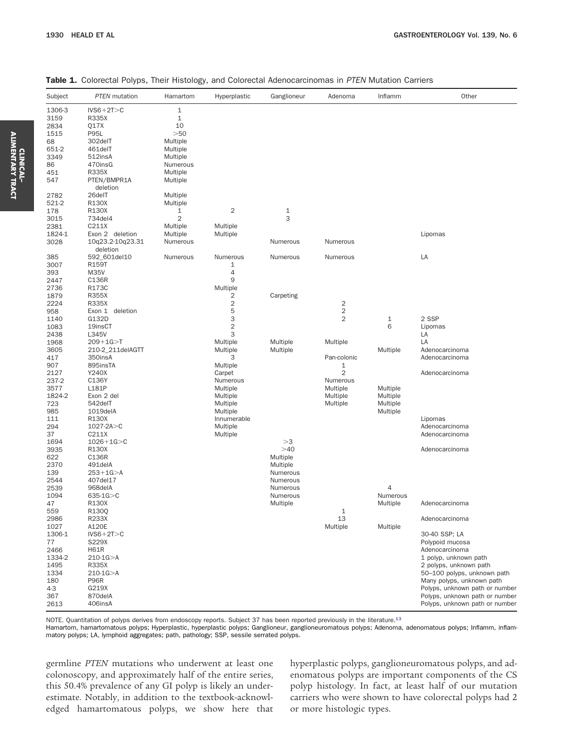**Table 1.** Colorectal Polyps, Their Histology, and Colorectal Adenocarcinomas in *PTEN* Mutation Carriers

| Subject | *PTEN* mutation | Hamartom | Hyperplastic | Ganglioneur | Adenoma | Inflamm | Other |
|---|---|---|---|---|---|---|---|
| 1306-3 | IVS6+2T>C | 1 | | | | | |
| 3159 | R335X | 1 | | | | | |
| 2834 | Q17X | 10 | | | | | |
| 1515 | P95L | >50 | | | | | |
| 68 | 302delT | Multiple | | | | | |
| 651-2 | 461delT | Multiple | | | | | |
| 3349 | 512insA | Multiple | | | | | |
| 86 | 470insG | Numerous | | | | | |
| 451 | R335X | Multiple | | | | | |
| 547 | PTEN/BMPR1A deletion | Multiple | | | | | |
| 2782 | 26delT | Multiple | | | | | |
| 521-2 | R130X | Multiple | | | | | |
| 178 | R130X | 1 | 2 | 1 | | | |
| 3015 | 734del4 | 2 | | 3 | | | |
| 2381 | C211X | Multiple | Multiple | | | | |
| 1824-1 | Exon 2 deletion | Multiple | Multiple | | | | Lipomas |
| 3028 | 10q23.2-10q23.31 deletion | Numerous | | Numerous | Numerous | | |
| 385 | 592_601del10 | Numerous | Numerous | Numerous | Numerous | | LA |
| 3007 | R159T | | 1 | | | | |
| 393 | M35V | | 4 | | | | |
| 2447 | C136R | | 9 | | | | |
| 2736 | R173C | | Multiple | | | | |
| 1879 | R355X | | 2 | Carpeting | | | |
| 2224 | R335X | | 2 | | 2 | | |
| 958 | Exon 1 deletion | | 5 | | 2 | | |
| 1140 | G132D | | 3 | | 2 | 1 | 2 SSP |
| 1083 | 19insCT | | 2 | | | 6 | Lipomas |
| 2438 | L345V | | 3 | | | | LA |
| 1968 | 209+1G>T | | Multiple | Multiple | Multiple | | LA |
| 3605 | 210-2_211delAGTT | | Multiple | Multiple | | Multiple | Adenocarcinoma |
| 417 | 350insA | | 3 | | Pan-colonic | | Adenocarcinoma |
| 907 | 895insTA | | Multiple | | 1 | | |
| 2127 | Y240X | | Carpet | | 2 | | Adenocarcinoma |
| 237-2 | C136Y | | Numerous | | Numerous | | |
| 3577 | L181P | | Multiple | | Multiple | Multiple | |
| 1824-2 | Exon 2 del | | Multiple | | Multiple | Multiple | |
| 723 | 542delT | | Multiple | | Multiple | Multiple | |
| 985 | 1019delA | | Multiple | | | Multiple | |
| 111 | R130X | | Innumerable | | | | Lipomas |
| 294 | 1027-2A>C | | Multiple | | | | Adenocarcinoma |
| 37 | C211X | | Multiple | | | | Adenocarcinoma |
| 1694 | 1026+1G>C | | | >3 | | | |
| 3935 | R130X | | | >40 | | | Adenocarcinoma |
| 622 | C136R | | | Multiple | | | |
| 2370 | 491delA | | | Multiple | | | |
| 139 | 253+1G>A | | | Numerous | | | |
| 2544 | 407del17 | | | Numerous | | | |
| 2539 | 968delA | | | Numerous | | 4 | |
| 1094 | 635-1G>C | | | Numerous | | Numerous | |
| 47 | R130X | | | Multiple | | Multiple | Adenocarcinoma |
| 559 | R130Q | | | | 1 | | |
| 2986 | R233X | | | | 13 | | Adenocarcinoma |
| 1027 | A120E | | | | Multiple | Multiple | |
| 1306-1 | IVS6+2T>C | | | | | | 30-40 SSP; LA |
| 77 | S229X | | | | | | Polypoid mucosa |
| 2466 | H61R | | | | | | Adenocarcinoma |
| 1334-2 | 210-1G>A | | | | | | 1 polyp, unknown path |
| 1495 | R335X | | | | | | 2 polyps, unknown path |
| 1334 | 210-1G>A | | | | | | 50–100 polyps, unknown path |
| 180 | P96R | | | | | | Many polyps, unknown path |
| 4-3 | G219X | | | | | | Polyps, unknown path or number |
| 367 | 870delA | | | | | | Polyps, unknown path or number |
| 2613 | 406insA | | | | | | Polyps, unknown path or number |

NOTE. Quantitation of polyps derives from endoscopy reports. Subject 37 has been reported previously in the literature.[13]

Hamartom, hamartomatous polyps; Hyperplastic, hyperplastic polyps; Ganglioneur, ganglioneuromatous polyps; Adenoma, adenomatous polyps; Inflamm, inflammatory polyps; LA, lymphoid aggregates; path, pathology; SSP, sessile serrated polyps.

germline *PTEN* mutations who underwent at least one colonoscopy, and approximately half of the entire series, this 50.4% prevalence of any GI polyp is likely an underestimate. Notably, in addition to the textbook-acknowledged hamartomatous polyps, we show here that hyperplastic polyps, ganglioneuromatous polyps, and adenomatous polyps are important components of the CS polyp histology. In fact, at least half of our mutation carriers who were shown to have colorectal polyps had 2 or more histologic types.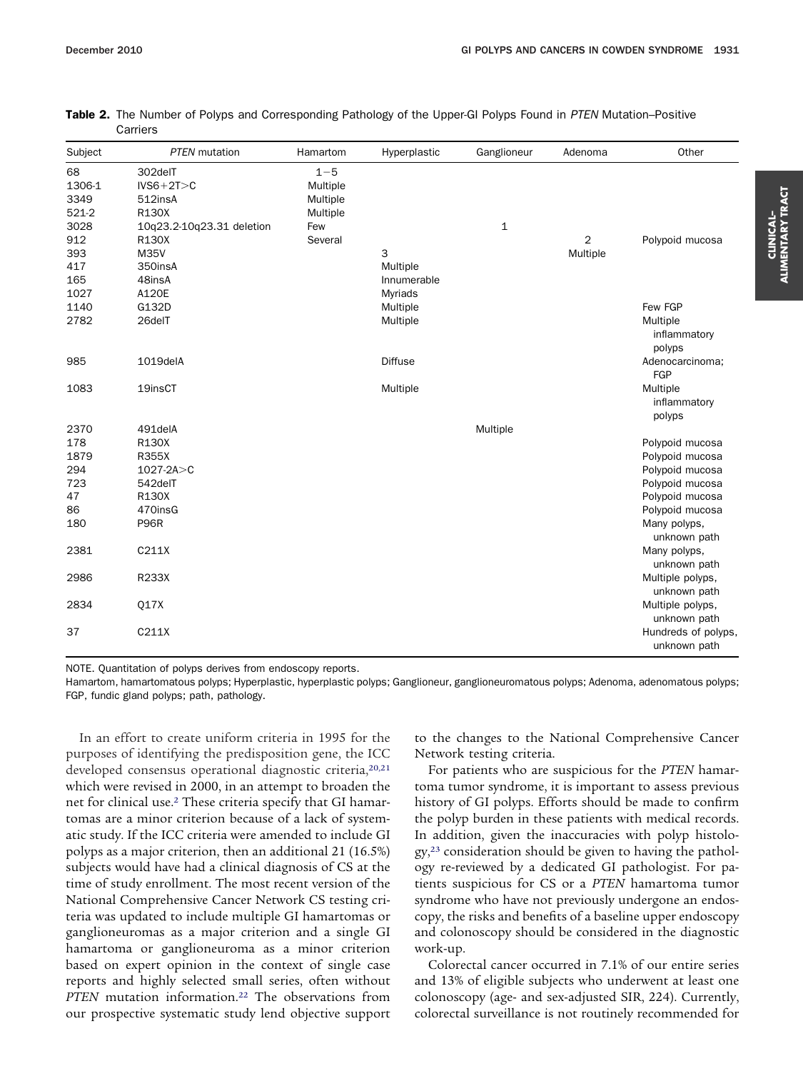**Table 2.** The Number of Polyps and Corresponding Pathology of the Upper-GI Polyps Found in *PTEN* Mutation–Positive Carriers

| Subject | *PTEN* mutation | Hamartom | Hyperplastic | Ganglioneur | Adenoma | Other |
|---|---|---|---|---|---|---|
| 68 | 302delT | 1−5 | | | | |
| 1306-1 | IVS6+2T>C | Multiple | | | | |
| 3349 | 512insA | Multiple | | | | |
| 521-2 | R130X | Multiple | | | | |
| 3028 | 10q23.2-10q23.31 deletion | Few | | 1 | | |
| 912 | R130X | Several | | | 2 | Polypoid mucosa |
| 393 | M35V | | 3 | | Multiple | |
| 417 | 350insA | | Multiple | | | |
| 165 | 48insA | | Innumerable | | | |
| 1027 | A120E | | Myriads | | | |
| 1140 | G132D | | Multiple | | | Few FGP |
| 2782 | 26delT | | Multiple | | | Multiple inflammatory polyps |
| 985 | 1019delA | | Diffuse | | | Adenocarcinoma; FGP |
| 1083 | 19insCT | | Multiple | | | Multiple inflammatory polyps |
| 2370 | 491delA | | | Multiple | | |
| 178 | R130X | | | | | Polypoid mucosa |
| 1879 | R355X | | | | | Polypoid mucosa |
| 294 | 1027-2A>C | | | | | Polypoid mucosa |
| 723 | 542delT | | | | | Polypoid mucosa |
| 47 | R130X | | | | | Polypoid mucosa |
| 86 | 470insG | | | | | Polypoid mucosa |
| 180 | P96R | | | | | Many polyps, unknown path |
| 2381 | C211X | | | | | Many polyps, unknown path |
| 2986 | R233X | | | | | Multiple polyps, unknown path |
| 2834 | Q17X | | | | | Multiple polyps, unknown path |
| 37 | C211X | | | | | Hundreds of polyps, unknown path |

NOTE. Quantitation of polyps derives from endoscopy reports.
Hamartom, hamartomatous polyps; Hyperplastic, hyperplastic polyps; Ganglioneur, ganglioneuromatous polyps; Adenoma, adenomatous polyps; FGP, fundic gland polyps; path, pathology.

In an effort to create uniform criteria in 1995 for the purposes of identifying the predisposition gene, the ICC developed consensus operational diagnostic criteria,[20,21] which were revised in 2000, in an attempt to broaden the net for clinical use.[2] These criteria specify that GI hamartomas are a minor criterion because of a lack of systematic study. If the ICC criteria were amended to include GI polyps as a major criterion, then an additional 21 (16.5%) subjects would have had a clinical diagnosis of CS at the time of study enrollment. The most recent version of the National Comprehensive Cancer Network CS testing criteria was updated to include multiple GI hamartomas or ganglioneuromas as a major criterion and a single GI hamartoma or ganglioneuroma as a minor criterion based on expert opinion in the context of single case reports and highly selected small series, often without *PTEN* mutation information.[22] The observations from our prospective systematic study lend objective support to the changes to the National Comprehensive Cancer Network testing criteria.

For patients who are suspicious for the *PTEN* hamartoma tumor syndrome, it is important to assess previous history of GI polyps. Efforts should be made to confirm the polyp burden in these patients with medical records. In addition, given the inaccuracies with polyp histology,[23] consideration should be given to having the pathology re-reviewed by a dedicated GI pathologist. For patients suspicious for CS or a *PTEN* hamartoma tumor syndrome who have not previously undergone an endoscopy, the risks and benefits of a baseline upper endoscopy and colonoscopy should be considered in the diagnostic work-up.

Colorectal cancer occurred in 7.1% of our entire series and 13% of eligible subjects who underwent at least one colonoscopy (age- and sex-adjusted SIR, 224). Currently, colorectal surveillance is not routinely recommended for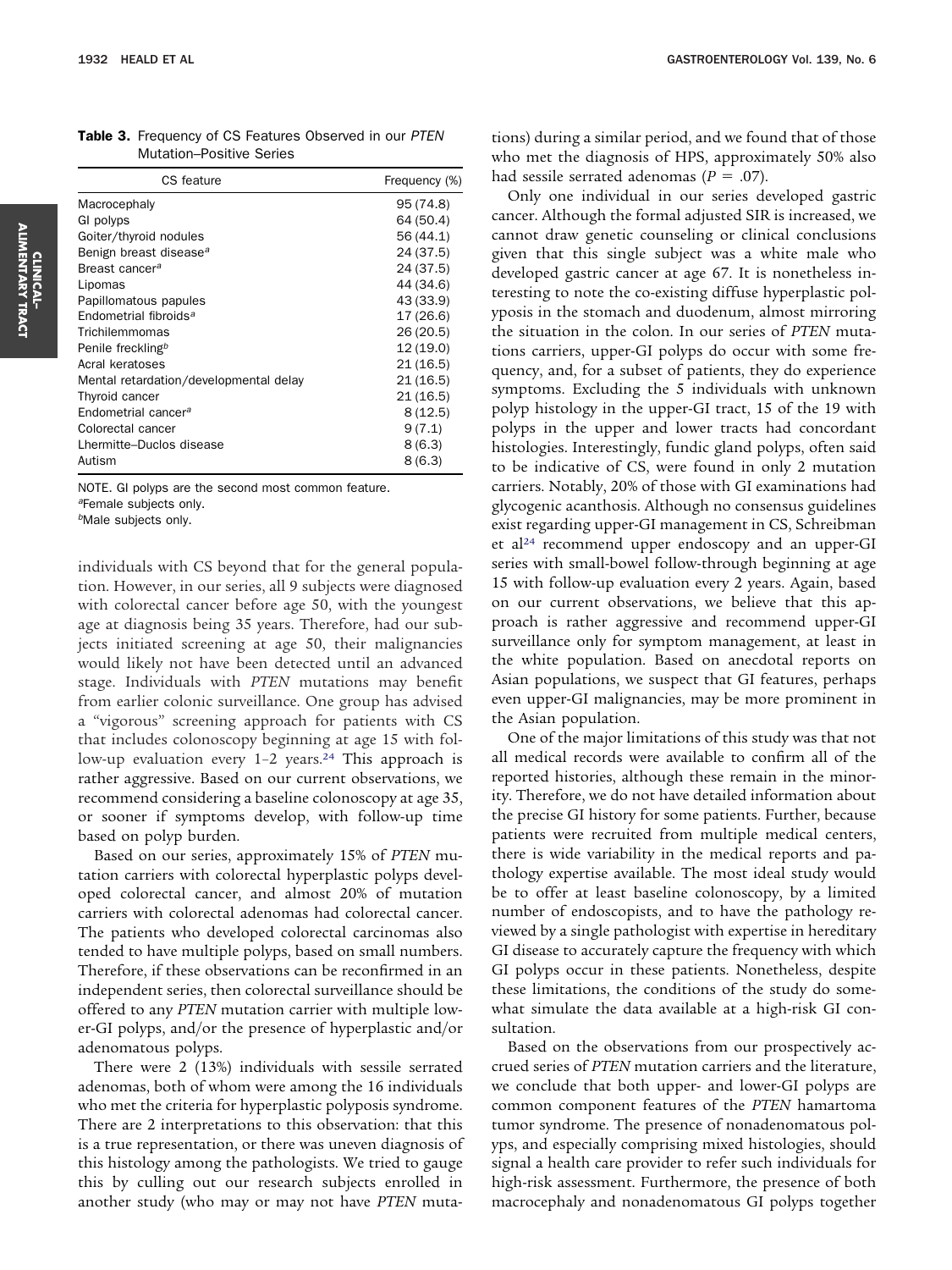**Table 3.** Frequency of CS Features Observed in our *PTEN* Mutation–Positive Series

| CS feature | Frequency (%) |
|---|---|
| Macrocephaly | 95 (74.8) |
| GI polyps | 64 (50.4) |
| Goiter/thyroid nodules | 56 (44.1) |
| Benign breast disease[a] | 24 (37.5) |
| Breast cancer[a] | 24 (37.5) |
| Lipomas | 44 (34.6) |
| Papillomatous papules | 43 (33.9) |
| Endometrial fibroids[a] | 17 (26.6) |
| Trichilemmomas | 26 (20.5) |
| Penile freckling[b] | 12 (19.0) |
| Acral keratoses | 21 (16.5) |
| Mental retardation/developmental delay | 21 (16.5) |
| Thyroid cancer | 21 (16.5) |
| Endometrial cancer[a] | 8 (12.5) |
| Colorectal cancer | 9 (7.1) |
| Lhermitte–Duclos disease | 8 (6.3) |
| Autism | 8 (6.3) |

NOTE. GI polyps are the second most common feature.
[a]Female subjects only.
[b]Male subjects only.

individuals with CS beyond that for the general population. However, in our series, all 9 subjects were diagnosed with colorectal cancer before age 50, with the youngest age at diagnosis being 35 years. Therefore, had our subjects initiated screening at age 50, their malignancies would likely not have been detected until an advanced stage. Individuals with *PTEN* mutations may benefit from earlier colonic surveillance. One group has advised a "vigorous" screening approach for patients with CS that includes colonoscopy beginning at age 15 with follow-up evaluation every 1–2 years.[24] This approach is rather aggressive. Based on our current observations, we recommend considering a baseline colonoscopy at age 35, or sooner if symptoms develop, with follow-up time based on polyp burden.

Based on our series, approximately 15% of *PTEN* mutation carriers with colorectal hyperplastic polyps developed colorectal cancer, and almost 20% of mutation carriers with colorectal adenomas had colorectal cancer. The patients who developed colorectal carcinomas also tended to have multiple polyps, based on small numbers. Therefore, if these observations can be reconfirmed in an independent series, then colorectal surveillance should be offered to any *PTEN* mutation carrier with multiple lower-GI polyps, and/or the presence of hyperplastic and/or adenomatous polyps.

There were 2 (13%) individuals with sessile serrated adenomas, both of whom were among the 16 individuals who met the criteria for hyperplastic polyposis syndrome. There are 2 interpretations to this observation: that this is a true representation, or there was uneven diagnosis of this histology among the pathologists. We tried to gauge this by culling out our research subjects enrolled in another study (who may or may not have *PTEN* mutations) during a similar period, and we found that of those who met the diagnosis of HPS, approximately 50% also had sessile serrated adenomas ($P = .07$).

Only one individual in our series developed gastric cancer. Although the formal adjusted SIR is increased, we cannot draw genetic counseling or clinical conclusions given that this single subject was a white male who developed gastric cancer at age 67. It is nonetheless interesting to note the co-existing diffuse hyperplastic polyposis in the stomach and duodenum, almost mirroring the situation in the colon. In our series of *PTEN* mutations carriers, upper-GI polyps do occur with some frequency, and, for a subset of patients, they do experience symptoms. Excluding the 5 individuals with unknown polyp histology in the upper-GI tract, 15 of the 19 with polyps in the upper and lower tracts had concordant histologies. Interestingly, fundic gland polyps, often said to be indicative of CS, were found in only 2 mutation carriers. Notably, 20% of those with GI examinations had glycogenic acanthosis. Although no consensus guidelines exist regarding upper-GI management in CS, Schreibman et al[24] recommend upper endoscopy and an upper-GI series with small-bowel follow-through beginning at age 15 with follow-up evaluation every 2 years. Again, based on our current observations, we believe that this approach is rather aggressive and recommend upper-GI surveillance only for symptom management, at least in the white population. Based on anecdotal reports on Asian populations, we suspect that GI features, perhaps even upper-GI malignancies, may be more prominent in the Asian population.

One of the major limitations of this study was that not all medical records were available to confirm all of the reported histories, although these remain in the minority. Therefore, we do not have detailed information about the precise GI history for some patients. Further, because patients were recruited from multiple medical centers, there is wide variability in the medical reports and pathology expertise available. The most ideal study would be to offer at least baseline colonoscopy, by a limited number of endoscopists, and to have the pathology reviewed by a single pathologist with expertise in hereditary GI disease to accurately capture the frequency with which GI polyps occur in these patients. Nonetheless, despite these limitations, the conditions of the study do somewhat simulate the data available at a high-risk GI consultation.

Based on the observations from our prospectively accrued series of *PTEN* mutation carriers and the literature, we conclude that both upper- and lower-GI polyps are common component features of the *PTEN* hamartoma tumor syndrome. The presence of nonadenomatous polyps, and especially comprising mixed histologies, should signal a health care provider to refer such individuals for high-risk assessment. Furthermore, the presence of both macrocephaly and nonadenomatous GI polyps together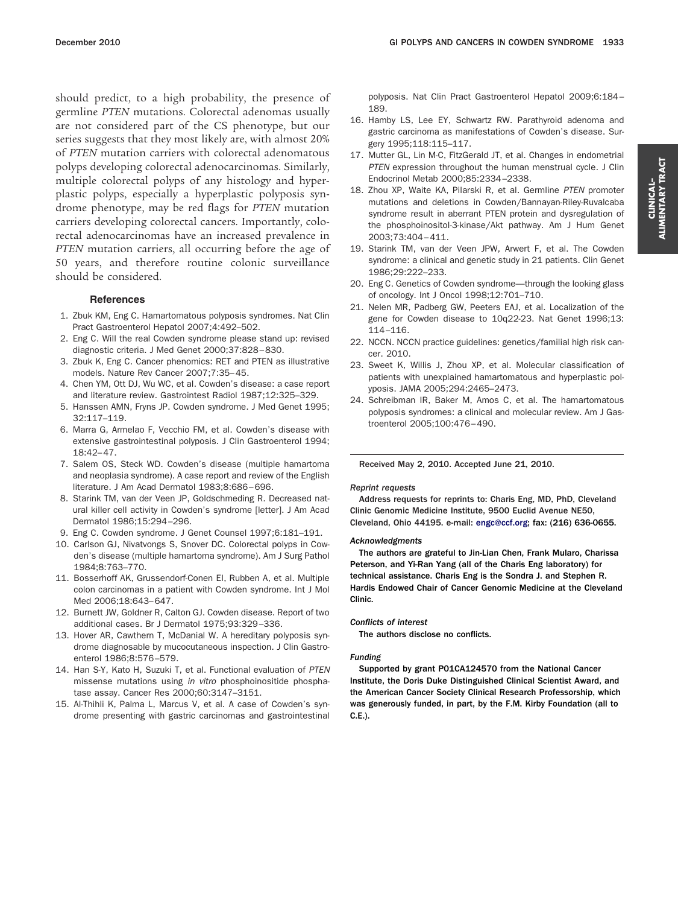should predict, to a high probability, the presence of germline *PTEN* mutations. Colorectal adenomas usually are not considered part of the CS phenotype, but our series suggests that they most likely are, with almost 20% of *PTEN* mutation carriers with colorectal adenomatous polyps developing colorectal adenocarcinomas. Similarly, multiple colorectal polyps of any histology and hyperplastic polyps, especially a hyperplastic polyposis syndrome phenotype, may be red flags for *PTEN* mutation carriers developing colorectal cancers. Importantly, colorectal adenocarcinomas have an increased prevalence in *PTEN* mutation carriers, all occurring before the age of 50 years, and therefore routine colonic surveillance should be considered.

## References

1. Zbuk KM, Eng C. Hamartomatous polyposis syndromes. Nat Clin Pract Gastroenterol Hepatol 2007;4:492–502.
2. Eng C. Will the real Cowden syndrome please stand up: revised diagnostic criteria. J Med Genet 2000;37:828–830.
3. Zbuk K, Eng C. Cancer phenomics: RET and PTEN as illustrative models. Nature Rev Cancer 2007;7:35–45.
4. Chen YM, Ott DJ, Wu WC, et al. Cowden's disease: a case report and literature review. Gastrointest Radiol 1987;12:325–329.
5. Hanssen AMN, Fryns JP. Cowden syndrome. J Med Genet 1995;32:117–119.
6. Marra G, Armelao F, Vecchio FM, et al. Cowden's disease with extensive gastrointestinal polyposis. J Clin Gastroenterol 1994;18:42–47.
7. Salem OS, Steck WD. Cowden's disease (multiple hamartoma and neoplasia syndrome). A case report and review of the English literature. J Am Acad Dermatol 1983;8:686–696.
8. Starink TM, van der Veen JP, Goldschmeding R. Decreased natural killer cell activity in Cowden's syndrome [letter]. J Am Acad Dermatol 1986;15:294–296.
9. Eng C. Cowden syndrome. J Genet Counsel 1997;6:181–191.
10. Carlson GJ, Nivatvongs S, Snover DC. Colorectal polyps in Cowden's disease (multiple hamartoma syndrome). Am J Surg Pathol 1984;8:763–770.
11. Bosserhoff AK, Grussendorf-Conen EI, Rubben A, et al. Multiple colon carcinomas in a patient with Cowden syndrome. Int J Mol Med 2006;18:643–647.
12. Burnett JW, Goldner R, Calton GJ. Cowden disease. Report of two additional cases. Br J Dermatol 1975;93:329–336.
13. Hover AR, Cawthern T, McDanial W. A hereditary polyposis syndrome diagnosable by mucocutaneous inspection. J Clin Gastroenterol 1986;8:576–579.
14. Han S-Y, Kato H, Suzuki T, et al. Functional evaluation of *PTEN* missense mutations using *in vitro* phosphoinositide phosphatase assay. Cancer Res 2000;60:3147–3151.
15. Al-Thihli K, Palma L, Marcus V, et al. A case of Cowden's syndrome presenting with gastric carcinomas and gastrointestinal polyposis. Nat Clin Pract Gastroenterol Hepatol 2009;6:184–189.
16. Hamby LS, Lee EY, Schwartz RW. Parathyroid adenoma and gastric carcinoma as manifestations of Cowden's disease. Surgery 1995;118:115–117.
17. Mutter GL, Lin M-C, FitzGerald JT, et al. Changes in endometrial *PTEN* expression throughout the human menstrual cycle. J Clin Endocrinol Metab 2000;85:2334–2338.
18. Zhou XP, Waite KA, Pilarski R, et al. Germline *PTEN* promoter mutations and deletions in Cowden/Bannayan-Riley-Ruvalcaba syndrome result in aberrant PTEN protein and dysregulation of the phosphoinositol-3-kinase/Akt pathway. Am J Hum Genet 2003;73:404–411.
19. Starink TM, van der Veen JPW, Arwert F, et al. The Cowden syndrome: a clinical and genetic study in 21 patients. Clin Genet 1986;29:222–233.
20. Eng C. Genetics of Cowden syndrome—through the looking glass of oncology. Int J Oncol 1998;12:701–710.
21. Nelen MR, Padberg GW, Peeters EAJ, et al. Localization of the gene for Cowden disease to 10q22-23. Nat Genet 1996;13:114–116.
22. NCCN. NCCN practice guidelines: genetics/familial high risk cancer. 2010.
23. Sweet K, Willis J, Zhou XP, et al. Molecular classification of patients with unexplained hamartomatous and hyperplastic polyposis. JAMA 2005;294:2465–2473.
24. Schreibman IR, Baker M, Amos C, et al. The hamartomatous polyposis syndromes: a clinical and molecular review. Am J Gastroenterol 2005;100:476–490.

---

**Received May 2, 2010. Accepted June 21, 2010.**

*Reprint requests*

**Address requests for reprints to: Charis Eng, MD, PhD, Cleveland Clinic Genomic Medicine Institute, 9500 Euclid Avenue NE50, Cleveland, Ohio 44195. e-mail: engc@ccf.org; fax: (216) 636-0655.**

*Acknowledgments*

**The authors are grateful to Jin-Lian Chen, Frank Mularo, Charissa Peterson, and Yi-Ran Yang (all of the Charis Eng laboratory) for technical assistance. Charis Eng is the Sondra J. and Stephen R. Hardis Endowed Chair of Cancer Genomic Medicine at the Cleveland Clinic.**

*Conflicts of interest*

**The authors disclose no conflicts.**

*Funding*

**Supported by grant P01CA124570 from the National Cancer Institute, the Doris Duke Distinguished Clinical Scientist Award, and the American Cancer Society Clinical Research Professorship, which was generously funded, in part, by the F.M. Kirby Foundation (all to C.E.).**